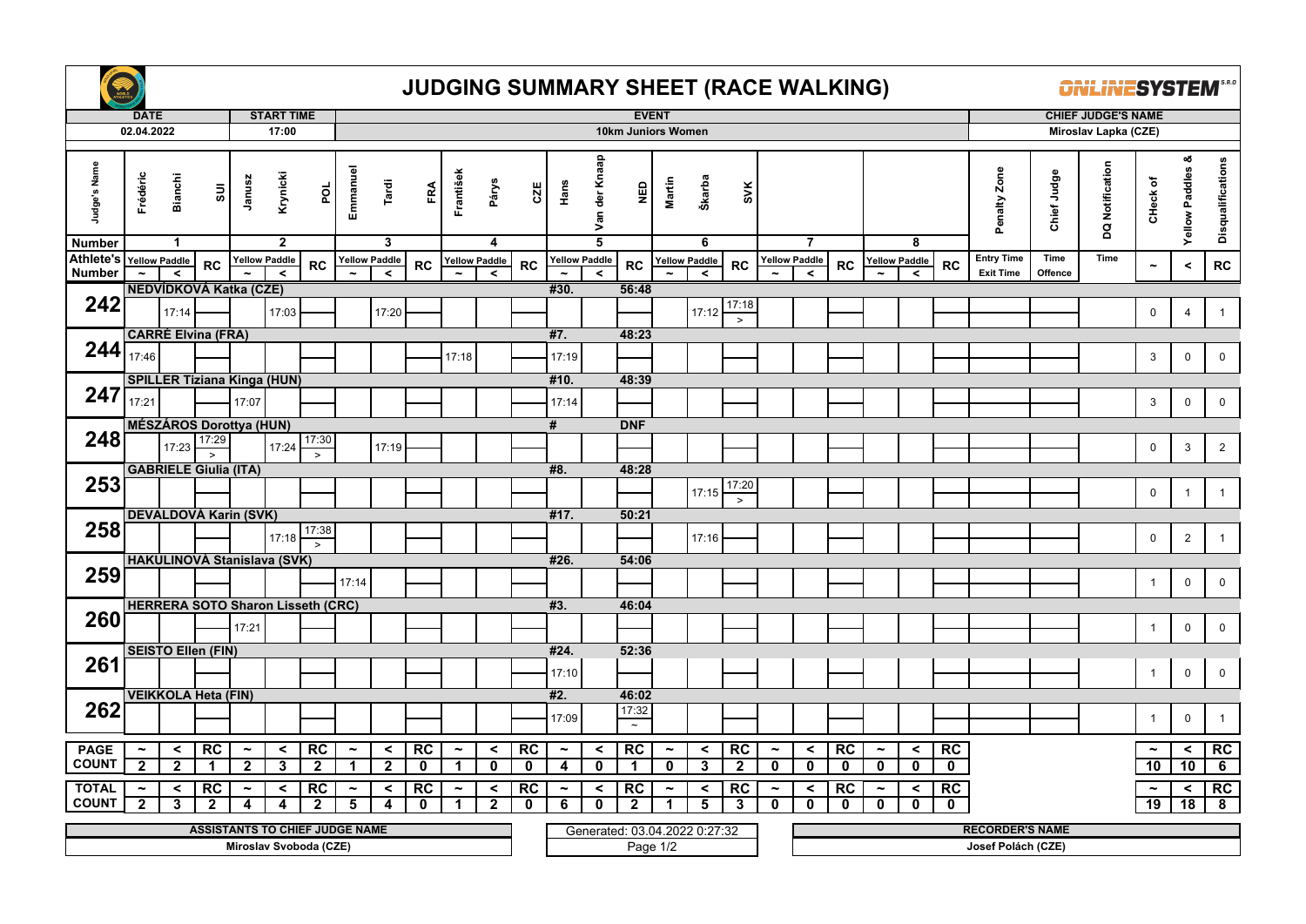# JUDGING SUMMARY SHEET (RACE WALKING)

**ONLINESYSTEM** s.r.o.

| DATE | START TIME | EVENT | CHIEF JUDGE'S NAME |
|---|---|---|---|
| 02.04.2022 | 17:00 | 10km Juniors Women | Miroslav Lapka (CZE) |

| Athlete's Number | Athlete | Rank | Time | 1 Frédéric Bianchi SUI ~ | 1 < | 1 RC | 2 Janusz Krynicki POL ~ | 2 < | 2 RC | 3 Emmanuel Tardi FRA ~ | 3 < | 3 RC | 4 František Párys CZE ~ | 4 < | 4 RC | 5 Hans Van der Knaap NED ~ | 5 < | 5 RC | 6 Martin Škarba SVK ~ | 6 < | 6 RC | 7 ~ | 7 < | 7 RC | 8 ~ | 8 < | 8 RC | Penalty Zone (Entry Time / Exit Time) | Chief Judge (Time Offence) | DQ Notification (Time) | CHeck of ~ | Yellow Paddles & < | Disqualifications RC |
|---|---|---|---|---|---|---|---|---|---|---|---|---|---|---|---|---|---|---|---|---|---|---|---|---|---|---|---|---|---|---|---|---|---|
| 242 | NEDVÍDKOVÁ Katka (CZE) | #30. | 56:48 | | 17:14 | | | 17:03 | | | 17:20 | | | | | | | | | 17:12 | 17:18 > | | | | | | | | | | 0 | 4 | 1 |
| 244 | CARRÉ Elvina (FRA) | #7. | 48:23 | 17:46 | | | | | | | | | 17:18 | | | 17:19 | | | | | | | | | | | | | | | 3 | 0 | 0 |
| 247 | SPILLER Tiziana Kinga (HUN) | #10. | 48:39 | 17:21 | | | 17:07 | | | | | | | | | 17:14 | | | | | | | | | | | | | | | 3 | 0 | 0 |
| 248 | MÉSZÁROS Dorottya (HUN) | # | DNF | | 17:23 | 17:29 > | | 17:24 | 17:30 > | | 17:19 | | | | | | | | | | | | | | | | | | | | 0 | 3 | 2 |
| 253 | GABRIELE Giulia (ITA) | #8. | 48:28 | | | | | | | | | | | | | | | | | 17:15 | 17:20 > | | | | | | | | | | 0 | 1 | 1 |
| 258 | DEVALDOVÁ Karin (SVK) | #17. | 50:21 | | | | | 17:18 | 17:38 > | | | | | | | | | | | 17:16 | | | | | | | | | | | 0 | 2 | 1 |
| 259 | HAKULINOVÁ Stanislava (SVK) | #26. | 54:06 | | | | | | | 17:14 | | | | | | | | | | | | | | | | | | | | | 1 | 0 | 0 |
| 260 | HERRERA SOTO Sharon Lisseth (CRC) | #3. | 46:04 | | | | 17:21 | | | | | | | | | | | | | | | | | | | | | | | | 1 | 0 | 0 |
| 261 | SEISTO Ellen (FIN) | #24. | 52:36 | | | | | | | | | | | | | 17:10 | | | | | | | | | | | | | | | 1 | 0 | 0 |
| 262 | VEIKKOLA Heta (FIN) | #2. | 46:02 | | | | | | | | | | | | | 17:09 | | 17:32 ~ | | | | | | | | | | | | | 1 | 0 | 1 |
| PAGE COUNT | | | | 2 | 2 | 1 | 2 | 3 | 2 | 1 | 2 | 0 | 1 | 0 | 0 | 4 | 0 | 1 | 0 | 3 | 2 | 0 | 0 | 0 | 0 | 0 | 0 | | | | 10 | 10 | 6 |
| TOTAL COUNT | | | | 2 | 3 | 2 | 4 | 4 | 2 | 5 | 4 | 0 | 1 | 2 | 0 | 6 | 0 | 2 | 1 | 5 | 3 | 0 | 0 | 0 | 0 | 0 | 0 | | | | 19 | 18 | 8 |

| ASSISTANTS TO CHIEF JUDGE NAME | | RECORDER'S NAME |
|---|---|---|
| Miroslav Svoboda (CZE) | Generated: 03.04.2022 0:27:32 | Josef Polách (CZE) |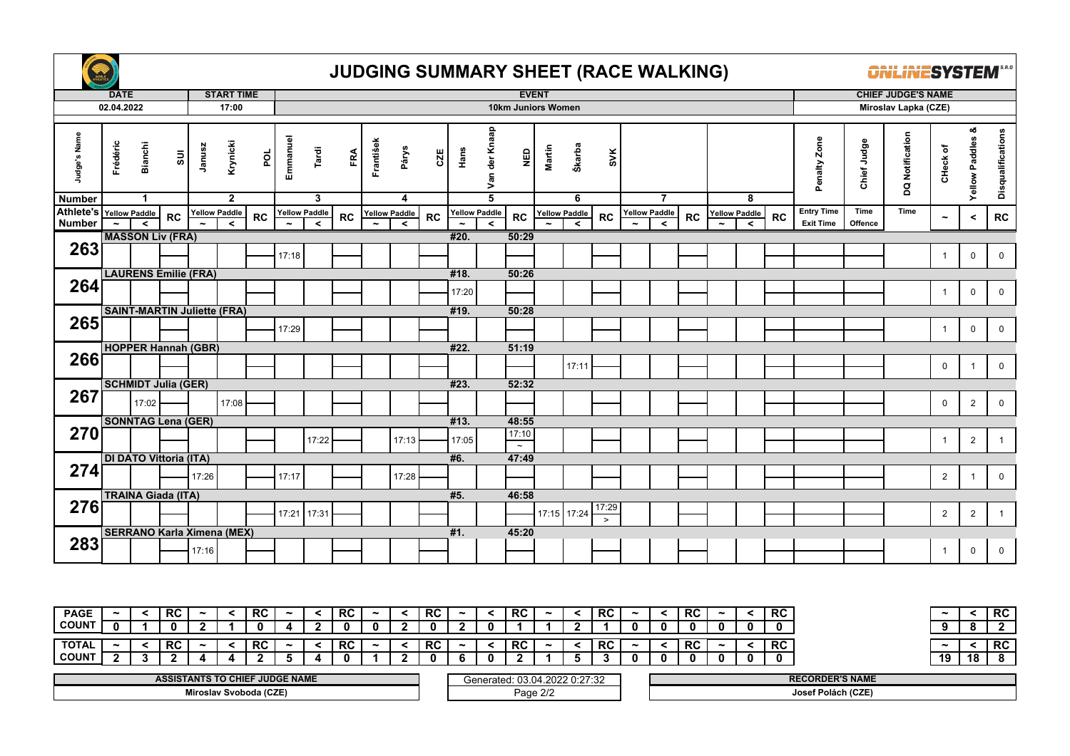# JUDGING SUMMARY SHEET (RACE WALKING)

**ONLINESYSTEM**

| DATE | START TIME | EVENT | CHIEF JUDGE'S NAME |
|---|---|---|---|
| 02.04.2022 | 17:00 | 10km Juniors Women | Miroslav Lapka (CZE) |

| Judge's Name | | | | Frédéric Bianchi | | SUI | Janusz Krynicki | | POL | Emmanuel Tardi | | FRA | František Párys | | CZE | Hans Van der Knaap | | NED | Martin Škarba | | SVK | | | | | | | Penalty Zone | Chief Judge | DQ Notification | CHeck of | Yellow Paddles & | Disqualifications |
|---|---|---|---|---|---|---|---|---|---|---|---|---|---|---|---|---|---|---|---|---|---|---|---|---|---|---|---|---|---|---|---|---|---|
| Number | | | | 1 | | | 2 | | | 3 | | | 4 | | | 5 | | | 6 | | | 7 | | | 8 | | | | | | | | |
| Athlete's Number | Name | Rank | Time | Yellow Paddle ~ | Yellow Paddle < | RC | Yellow Paddle ~ | Yellow Paddle < | RC | Yellow Paddle ~ | Yellow Paddle < | RC | Yellow Paddle ~ | Yellow Paddle < | RC | Yellow Paddle ~ | Yellow Paddle < | RC | Yellow Paddle ~ | Yellow Paddle < | RC | Yellow Paddle ~ | Yellow Paddle < | RC | Yellow Paddle ~ | Yellow Paddle < | RC | Entry Time / Exit Time | Time Offence | Time | ~ | < | RC |
| 263 | MASSON Liv (FRA) | #20. | 50:29 | | | | | | | 17:18 | | | | | | | | | | | | | | | | | | | | | 1 | 0 | 0 |
| 264 | LAURENS Emilie (FRA) | #18. | 50:26 | | | | | | | | | | | | | 17:20 | | | | | | | | | | | | | | | 1 | 0 | 0 |
| 265 | SAINT-MARTIN Juliette (FRA) | #19. | 50:28 | | | | | | | 17:29 | | | | | | | | | | | | | | | | | | | | | 1 | 0 | 0 |
| 266 | HOPPER Hannah (GBR) | #22. | 51:19 | | | | | | | | | | | | | | | | | 17:11 | | | | | | | | | | | 0 | 1 | 0 |
| 267 | SCHMIDT Julia (GER) | #23. | 52:32 | | 17:02 | | | 17:08 | | | | | | | | | | | | | | | | | | | | | | | 0 | 2 | 0 |
| 270 | SONNTAG Lena (GER) | #13. | 48:55 | | | | | | | | 17:22 | | | 17:13 | | 17:05 | | 17:10 ~ | | | | | | | | | | | | | 1 | 2 | 1 |
| 274 | DI DATO Vittoria (ITA) | #6. | 47:49 | | | | 17:26 | | | 17:17 | | | | 17:28 | | | | | | | | | | | | | | | | | 2 | 1 | 0 |
| 276 | TRAINA Giada (ITA) | #5. | 46:58 | | | | | | | 17:21 | 17:31 | | | | | | | | 17:15 | 17:24 | 17:29 > | | | | | | | | | | 2 | 2 | 1 |
| 283 | SERRANO Karla Ximena (MEX) | #1. | 45:20 | | | | 17:16 | | | | | | | | | | | | | | | | | | | | | | | | 1 | 0 | 0 |

| | ~ | < | RC | ~ | < | RC | ~ | < | RC | ~ | < | RC | ~ | < | RC | ~ | < | RC | ~ | < | RC | ~ | < | RC | ~ | < | RC |
|---|---|---|---|---|---|---|---|---|---|---|---|---|---|---|---|---|---|---|---|---|---|---|---|---|---|---|---|
| PAGE COUNT | 0 | 1 | 0 | 2 | 1 | 0 | 4 | 2 | 0 | 0 | 2 | 0 | 2 | 0 | 1 | 1 | 2 | 1 | 0 | 0 | 0 | 0 | 0 | 0 | 9 | 8 | 2 |
| TOTAL COUNT | 2 | 3 | 2 | 4 | 4 | 2 | 5 | 4 | 0 | 1 | 2 | 0 | 6 | 0 | 2 | 1 | 5 | 3 | 0 | 0 | 0 | 0 | 0 | 0 | 19 | 18 | 8 |

| ASSISTANTS TO CHIEF JUDGE NAME | | RECORDER'S NAME |
|---|---|---|
| Miroslav Svoboda (CZE) | Generated: 03.04.2022 0:27:32 | Josef Polách (CZE) |